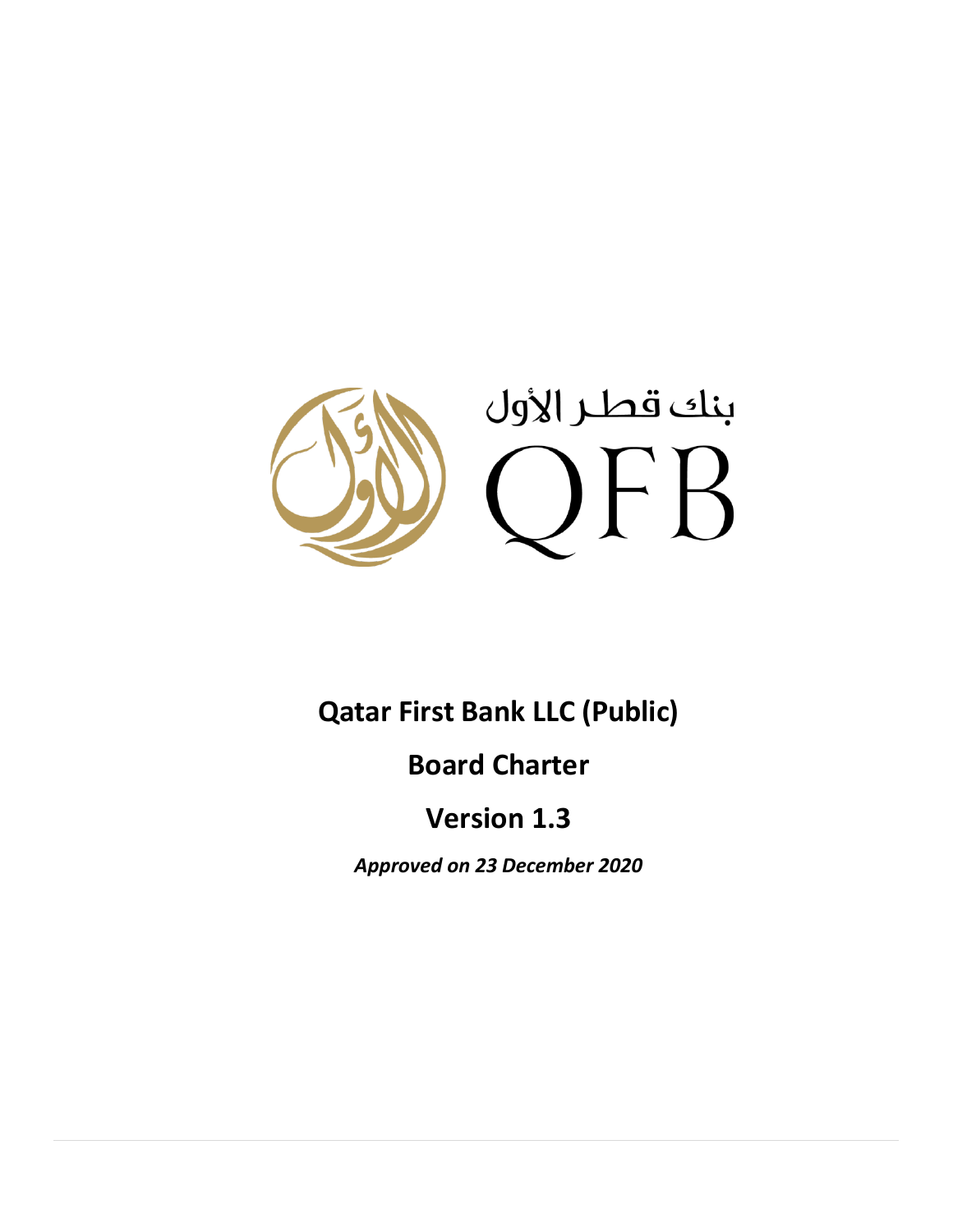بنك قطر الأول

QFB

# Qatar First Bank LLC (Public)

# Board Charter

# Version 1.3

***Approved on 23 December 2020***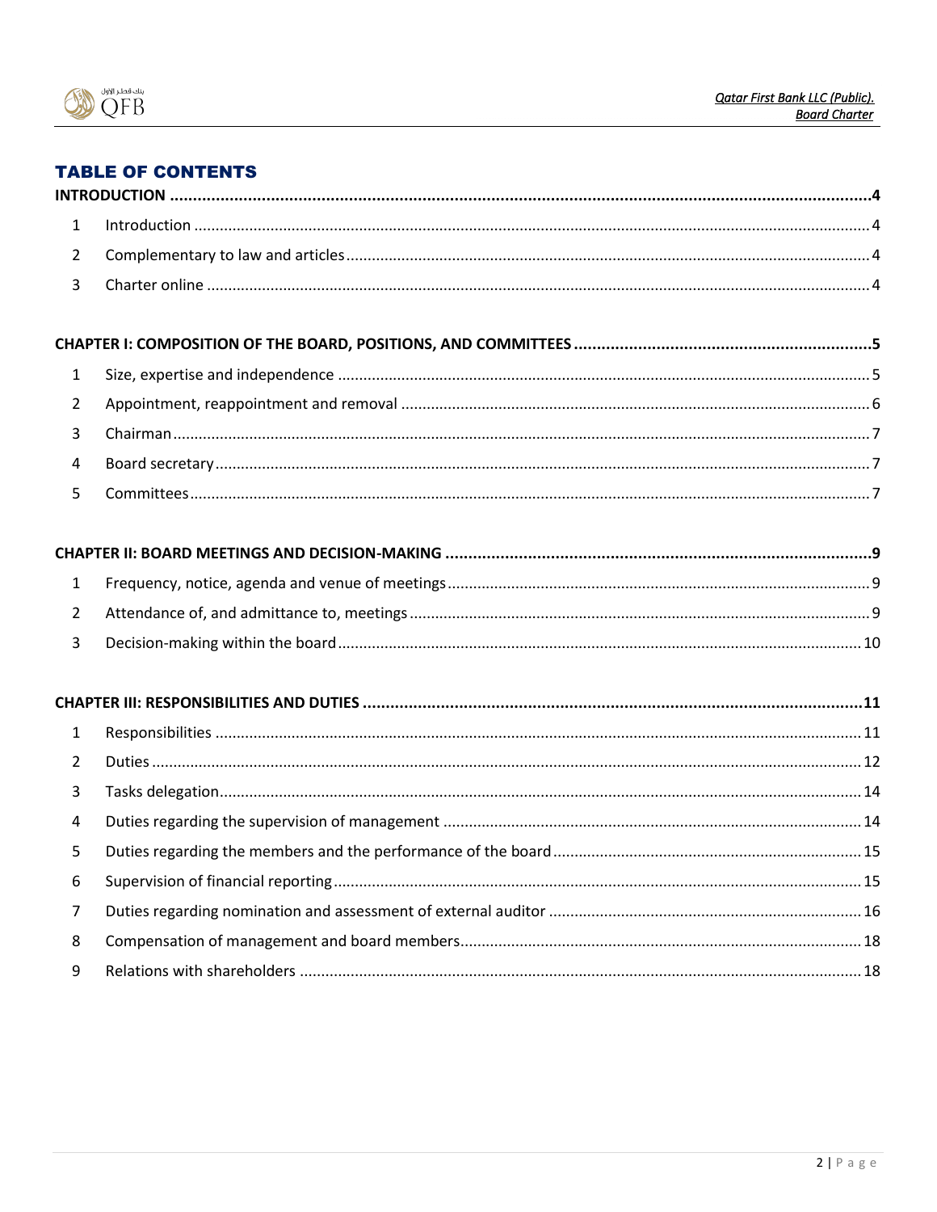# TABLE OF CONTENTS

**INTRODUCTION** .......... **4**

1 Introduction .......... 4

2 Complementary to law and articles .......... 4

3 Charter online .......... 4

**CHAPTER I: COMPOSITION OF THE BOARD, POSITIONS, AND COMMITTEES** .......... **5**

1 Size, expertise and independence .......... 5

2 Appointment, reappointment and removal .......... 6

3 Chairman .......... 7

4 Board secretary .......... 7

5 Committees .......... 7

**CHAPTER II: BOARD MEETINGS AND DECISION-MAKING** .......... **9**

1 Frequency, notice, agenda and venue of meetings .......... 9

2 Attendance of, and admittance to, meetings .......... 9

3 Decision-making within the board .......... 10

**CHAPTER III: RESPONSIBILITIES AND DUTIES** .......... **11**

1 Responsibilities .......... 11

2 Duties .......... 12

3 Tasks delegation .......... 14

4 Duties regarding the supervision of management .......... 14

5 Duties regarding the members and the performance of the board .......... 15

6 Supervision of financial reporting .......... 15

7 Duties regarding nomination and assessment of external auditor .......... 16

8 Compensation of management and board members .......... 18

9 Relations with shareholders .......... 18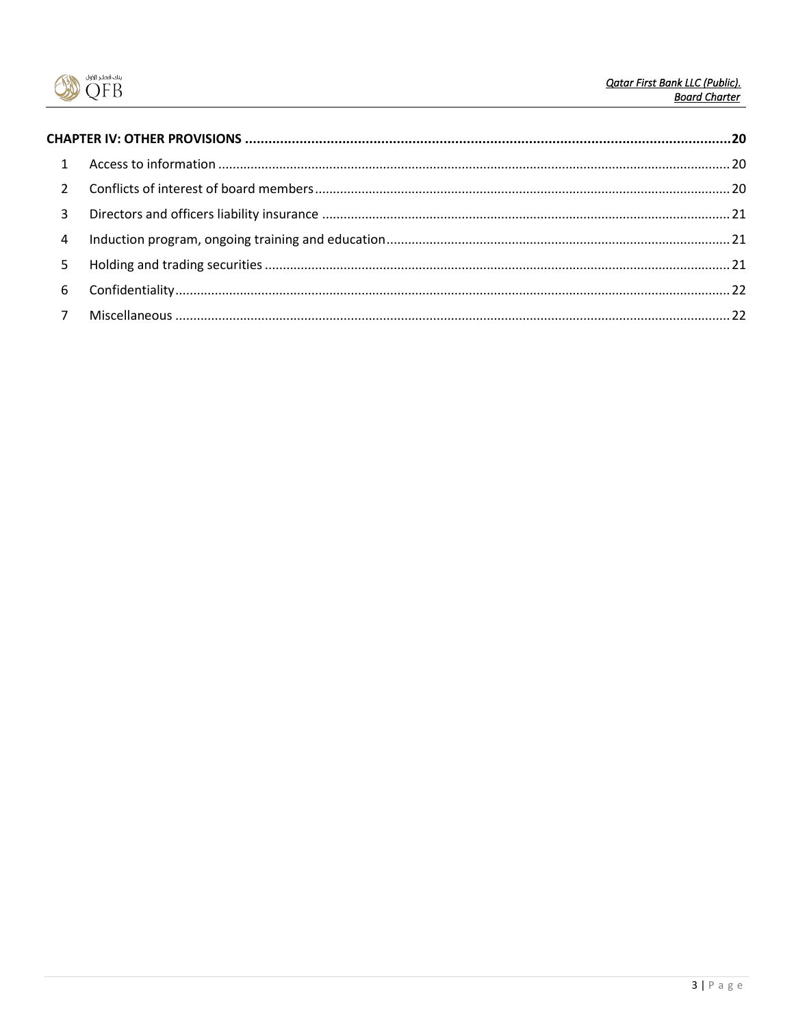**CHAPTER IV: OTHER PROVISIONS** .......... **20**

1 Access to information .......... 20

2 Conflicts of interest of board members .......... 20

3 Directors and officers liability insurance .......... 21

4 Induction program, ongoing training and education .......... 21

5 Holding and trading securities .......... 21

6 Confidentiality .......... 22

7 Miscellaneous .......... 22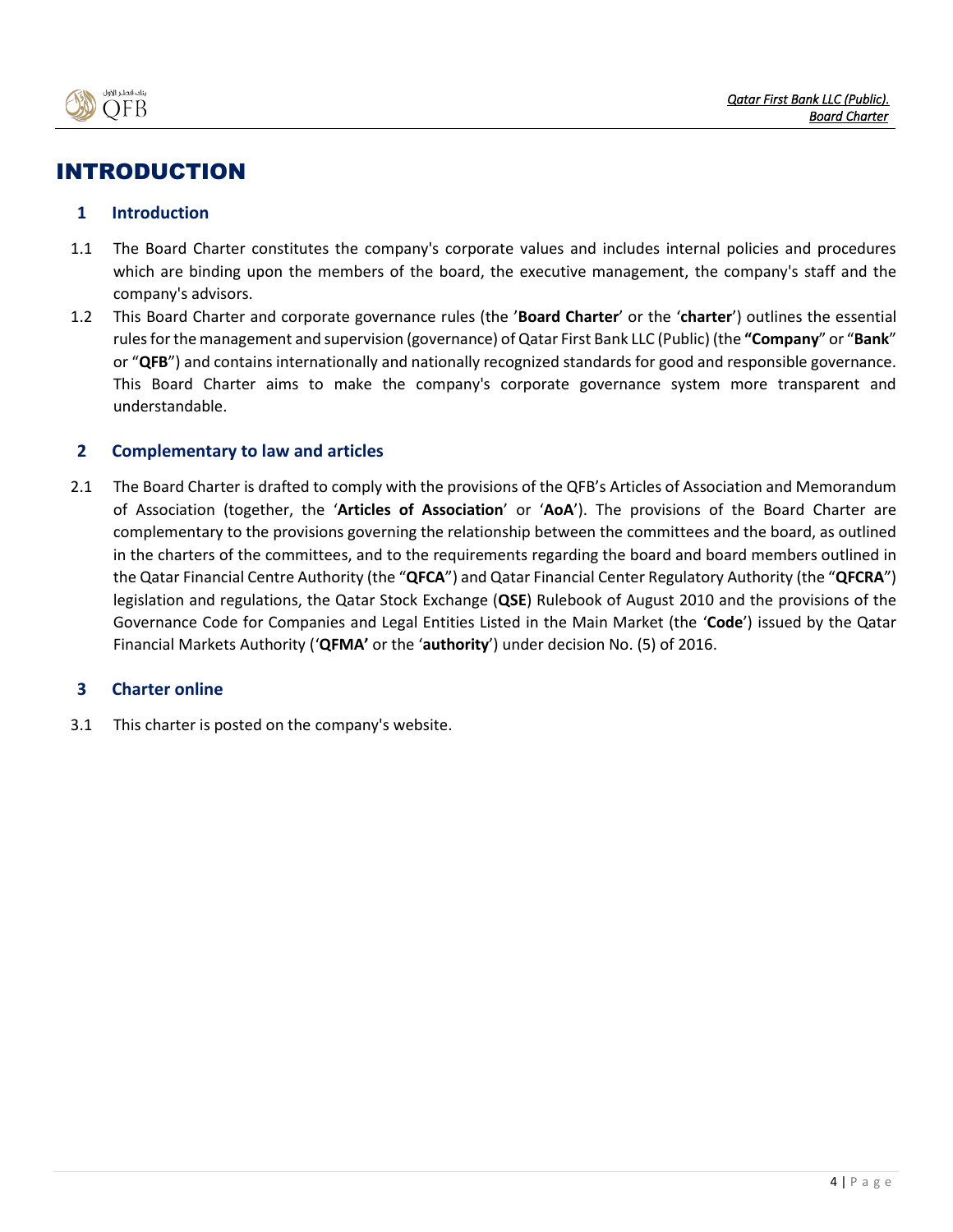# INTRODUCTION

## 1 Introduction

1.1 The Board Charter constitutes the company's corporate values and includes internal policies and procedures which are binding upon the members of the board, the executive management, the company's staff and the company's advisors.

1.2 This Board Charter and corporate governance rules (the '**Board Charter**' or the '**charter**') outlines the essential rules for the management and supervision (governance) of Qatar First Bank LLC (Public) (the **"Company**" or "**Bank**" or "**QFB**") and contains internationally and nationally recognized standards for good and responsible governance. This Board Charter aims to make the company's corporate governance system more transparent and understandable.

## 2 Complementary to law and articles

2.1 The Board Charter is drafted to comply with the provisions of the QFB's Articles of Association and Memorandum of Association (together, the '**Articles of Association**' or '**AoA**'). The provisions of the Board Charter are complementary to the provisions governing the relationship between the committees and the board, as outlined in the charters of the committees, and to the requirements regarding the board and board members outlined in the Qatar Financial Centre Authority (the "**QFCA**") and Qatar Financial Center Regulatory Authority (the "**QFCRA**") legislation and regulations, the Qatar Stock Exchange (**QSE**) Rulebook of August 2010 and the provisions of the Governance Code for Companies and Legal Entities Listed in the Main Market (the '**Code**') issued by the Qatar Financial Markets Authority ('**QFMA'** or the '**authority**') under decision No. (5) of 2016.

## 3 Charter online

3.1 This charter is posted on the company's website.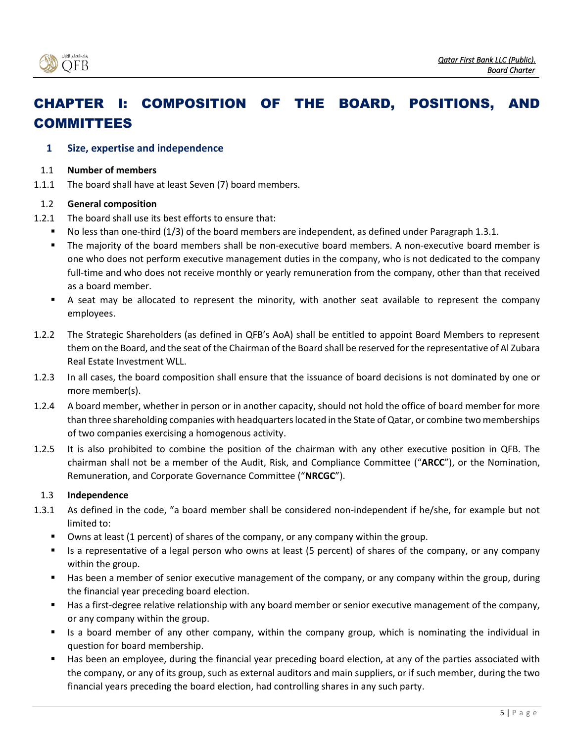# CHAPTER I: COMPOSITION OF THE BOARD, POSITIONS, AND COMMITTEES

## 1 Size, expertise and independence

### 1.1 Number of members

1.1.1 The board shall have at least Seven (7) board members.

### 1.2 General composition

1.2.1 The board shall use its best efforts to ensure that:

- No less than one-third (1/3) of the board members are independent, as defined under Paragraph 1.3.1.
- The majority of the board members shall be non-executive board members. A non-executive board member is one who does not perform executive management duties in the company, who is not dedicated to the company full-time and who does not receive monthly or yearly remuneration from the company, other than that received as a board member.
- A seat may be allocated to represent the minority, with another seat available to represent the company employees.

1.2.2 The Strategic Shareholders (as defined in QFB's AoA) shall be entitled to appoint Board Members to represent them on the Board, and the seat of the Chairman of the Board shall be reserved for the representative of Al Zubara Real Estate Investment WLL.

1.2.3 In all cases, the board composition shall ensure that the issuance of board decisions is not dominated by one or more member(s).

1.2.4 A board member, whether in person or in another capacity, should not hold the office of board member for more than three shareholding companies with headquarters located in the State of Qatar, or combine two memberships of two companies exercising a homogenous activity.

1.2.5 It is also prohibited to combine the position of the chairman with any other executive position in QFB. The chairman shall not be a member of the Audit, Risk, and Compliance Committee ("**ARCC**"), or the Nomination, Remuneration, and Corporate Governance Committee ("**NRCGC**").

### 1.3 Independence

1.3.1 As defined in the code, "a board member shall be considered non-independent if he/she, for example but not limited to:

- Owns at least (1 percent) of shares of the company, or any company within the group.
- Is a representative of a legal person who owns at least (5 percent) of shares of the company, or any company within the group.
- Has been a member of senior executive management of the company, or any company within the group, during the financial year preceding board election.
- Has a first-degree relative relationship with any board member or senior executive management of the company, or any company within the group.
- Is a board member of any other company, within the company group, which is nominating the individual in question for board membership.
- Has been an employee, during the financial year preceding board election, at any of the parties associated with the company, or any of its group, such as external auditors and main suppliers, or if such member, during the two financial years preceding the board election, had controlling shares in any such party.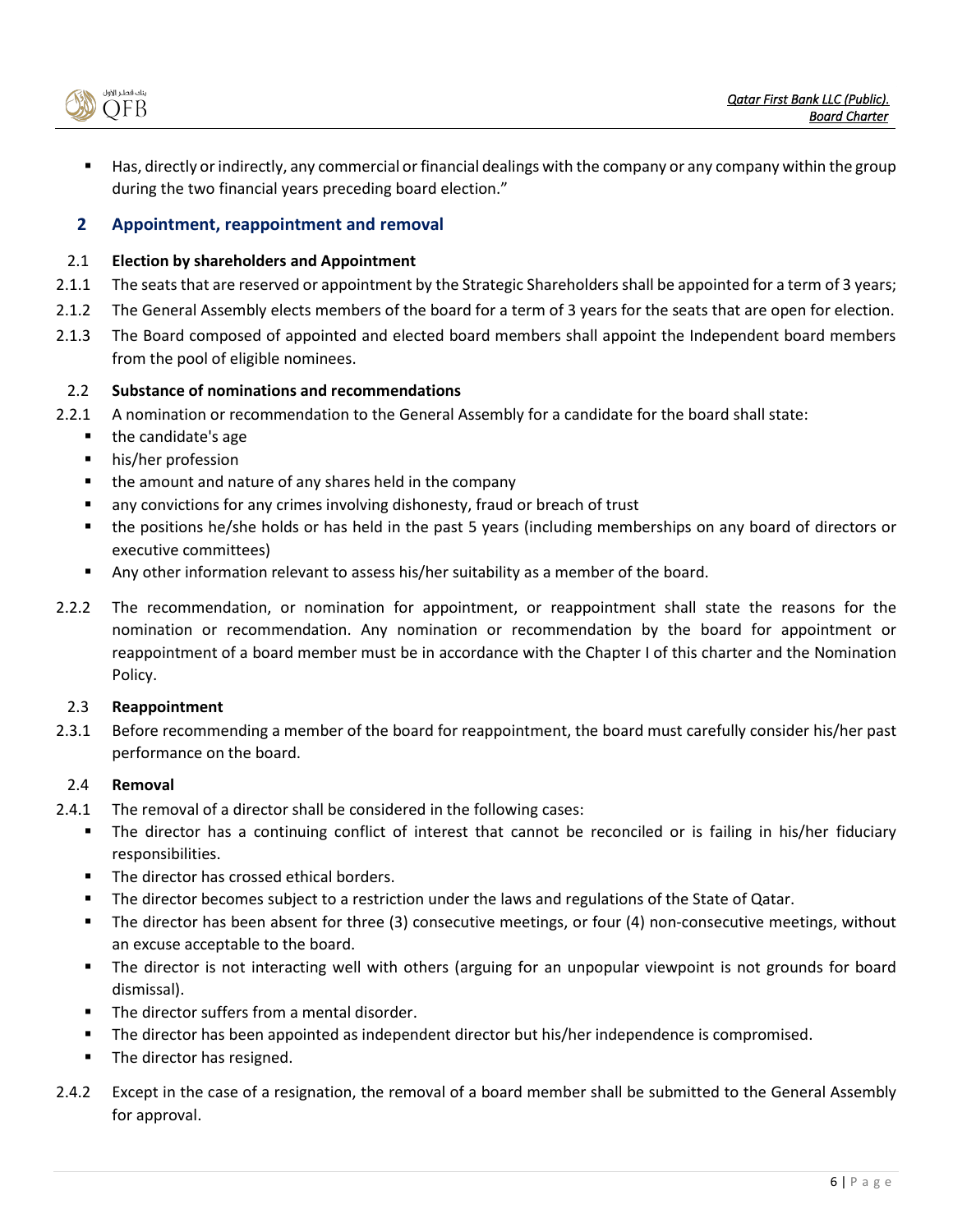- Has, directly or indirectly, any commercial or financial dealings with the company or any company within the group during the two financial years preceding board election."

## 2 Appointment, reappointment and removal

### 2.1 Election by shareholders and Appointment

2.1.1 The seats that are reserved or appointment by the Strategic Shareholders shall be appointed for a term of 3 years;

2.1.2 The General Assembly elects members of the board for a term of 3 years for the seats that are open for election.

2.1.3 The Board composed of appointed and elected board members shall appoint the Independent board members from the pool of eligible nominees.

### 2.2 Substance of nominations and recommendations

2.2.1 A nomination or recommendation to the General Assembly for a candidate for the board shall state:

- the candidate's age
- his/her profession
- the amount and nature of any shares held in the company
- any convictions for any crimes involving dishonesty, fraud or breach of trust
- the positions he/she holds or has held in the past 5 years (including memberships on any board of directors or executive committees)
- Any other information relevant to assess his/her suitability as a member of the board.

2.2.2 The recommendation, or nomination for appointment, or reappointment shall state the reasons for the nomination or recommendation. Any nomination or recommendation by the board for appointment or reappointment of a board member must be in accordance with the Chapter I of this charter and the Nomination Policy.

### 2.3 Reappointment

2.3.1 Before recommending a member of the board for reappointment, the board must carefully consider his/her past performance on the board.

### 2.4 Removal

2.4.1 The removal of a director shall be considered in the following cases:

- The director has a continuing conflict of interest that cannot be reconciled or is failing in his/her fiduciary responsibilities.
- The director has crossed ethical borders.
- The director becomes subject to a restriction under the laws and regulations of the State of Qatar.
- The director has been absent for three (3) consecutive meetings, or four (4) non-consecutive meetings, without an excuse acceptable to the board.
- The director is not interacting well with others (arguing for an unpopular viewpoint is not grounds for board dismissal).
- The director suffers from a mental disorder.
- The director has been appointed as independent director but his/her independence is compromised.
- The director has resigned.

2.4.2 Except in the case of a resignation, the removal of a board member shall be submitted to the General Assembly for approval.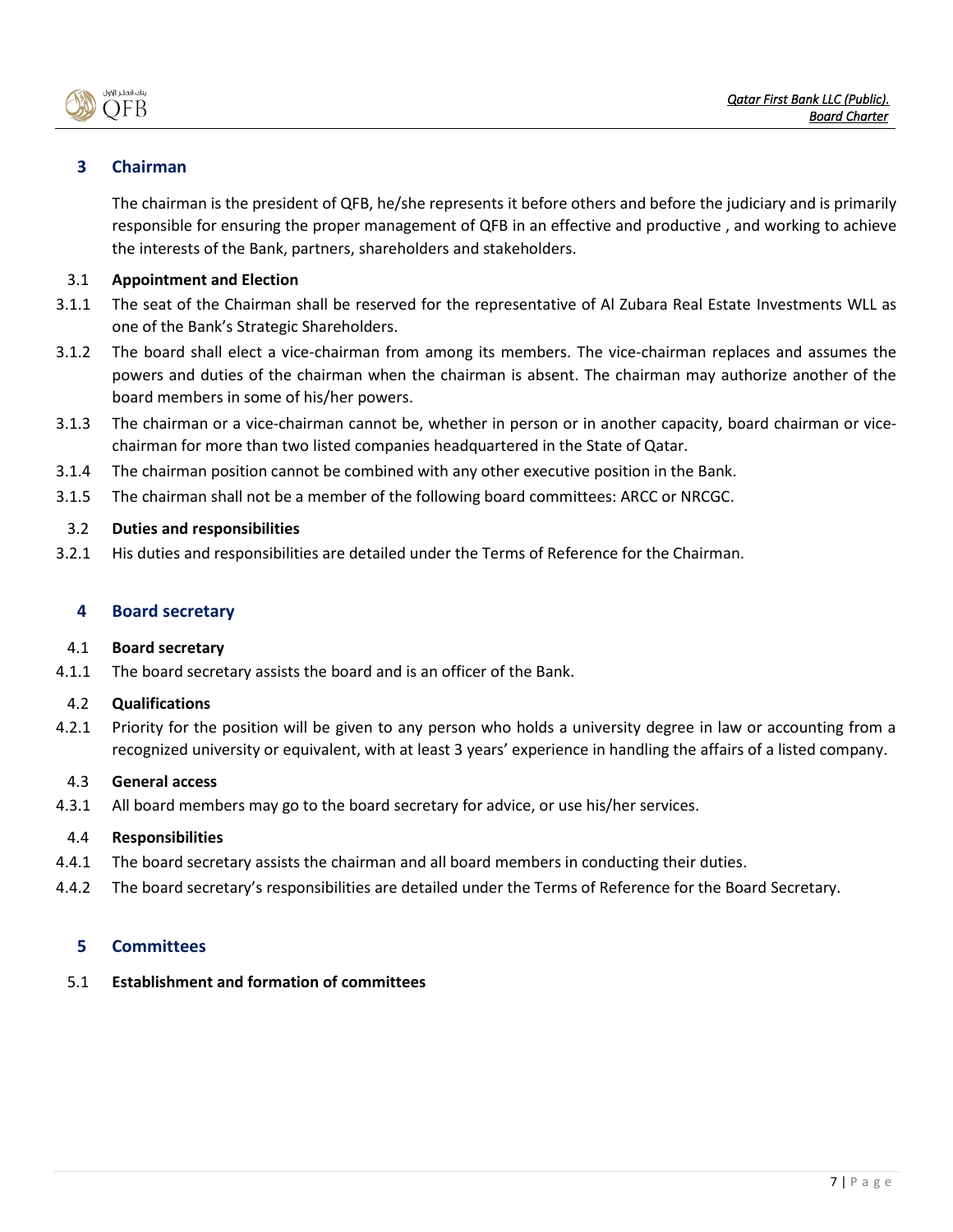## 3 Chairman

The chairman is the president of QFB, he/she represents it before others and before the judiciary and is primarily responsible for ensuring the proper management of QFB in an effective and productive , and working to achieve the interests of the Bank, partners, shareholders and stakeholders.

### 3.1 Appointment and Election

3.1.1 The seat of the Chairman shall be reserved for the representative of Al Zubara Real Estate Investments WLL as one of the Bank's Strategic Shareholders.

3.1.2 The board shall elect a vice-chairman from among its members. The vice-chairman replaces and assumes the powers and duties of the chairman when the chairman is absent. The chairman may authorize another of the board members in some of his/her powers.

3.1.3 The chairman or a vice-chairman cannot be, whether in person or in another capacity, board chairman or vice-chairman for more than two listed companies headquartered in the State of Qatar.

3.1.4 The chairman position cannot be combined with any other executive position in the Bank.

3.1.5 The chairman shall not be a member of the following board committees: ARCC or NRCGC.

### 3.2 Duties and responsibilities

3.2.1 His duties and responsibilities are detailed under the Terms of Reference for the Chairman.

## 4 Board secretary

### 4.1 Board secretary

4.1.1 The board secretary assists the board and is an officer of the Bank.

### 4.2 Qualifications

4.2.1 Priority for the position will be given to any person who holds a university degree in law or accounting from a recognized university or equivalent, with at least 3 years' experience in handling the affairs of a listed company.

### 4.3 General access

4.3.1 All board members may go to the board secretary for advice, or use his/her services.

### 4.4 Responsibilities

4.4.1 The board secretary assists the chairman and all board members in conducting their duties.

4.4.2 The board secretary's responsibilities are detailed under the Terms of Reference for the Board Secretary.

## 5 Committees

### 5.1 Establishment and formation of committees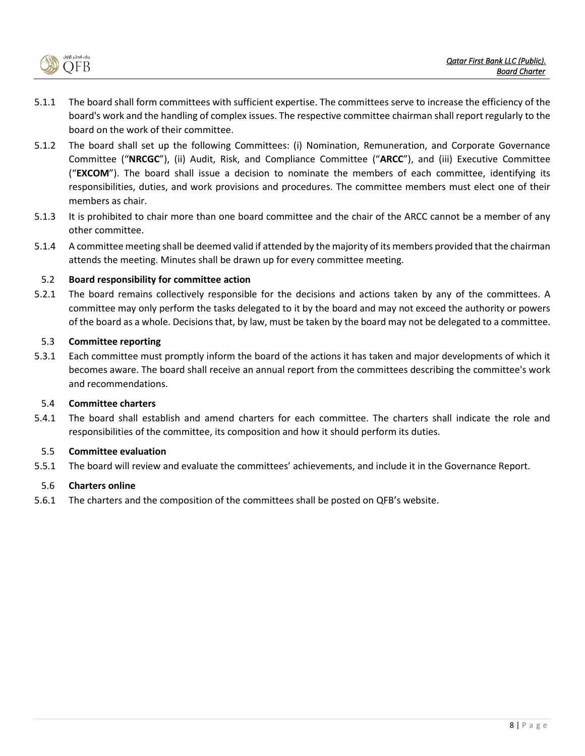5.1.1 The board shall form committees with sufficient expertise. The committees serve to increase the efficiency of the board's work and the handling of complex issues. The respective committee chairman shall report regularly to the board on the work of their committee.

5.1.2 The board shall set up the following Committees: (i) Nomination, Remuneration, and Corporate Governance Committee ("**NRCGC**"), (ii) Audit, Risk, and Compliance Committee ("**ARCC**"), and (iii) Executive Committee ("**EXCOM**"). The board shall issue a decision to nominate the members of each committee, identifying its responsibilities, duties, and work provisions and procedures. The committee members must elect one of their members as chair.

5.1.3 It is prohibited to chair more than one board committee and the chair of the ARCC cannot be a member of any other committee.

5.1.4 A committee meeting shall be deemed valid if attended by the majority of its members provided that the chairman attends the meeting. Minutes shall be drawn up for every committee meeting.

### 5.2 Board responsibility for committee action

5.2.1 The board remains collectively responsible for the decisions and actions taken by any of the committees. A committee may only perform the tasks delegated to it by the board and may not exceed the authority or powers of the board as a whole. Decisions that, by law, must be taken by the board may not be delegated to a committee.

### 5.3 Committee reporting

5.3.1 Each committee must promptly inform the board of the actions it has taken and major developments of which it becomes aware. The board shall receive an annual report from the committees describing the committee's work and recommendations.

### 5.4 Committee charters

5.4.1 The board shall establish and amend charters for each committee. The charters shall indicate the role and responsibilities of the committee, its composition and how it should perform its duties.

### 5.5 Committee evaluation

5.5.1 The board will review and evaluate the committees' achievements, and include it in the Governance Report.

### 5.6 Charters online

5.6.1 The charters and the composition of the committees shall be posted on QFB's website.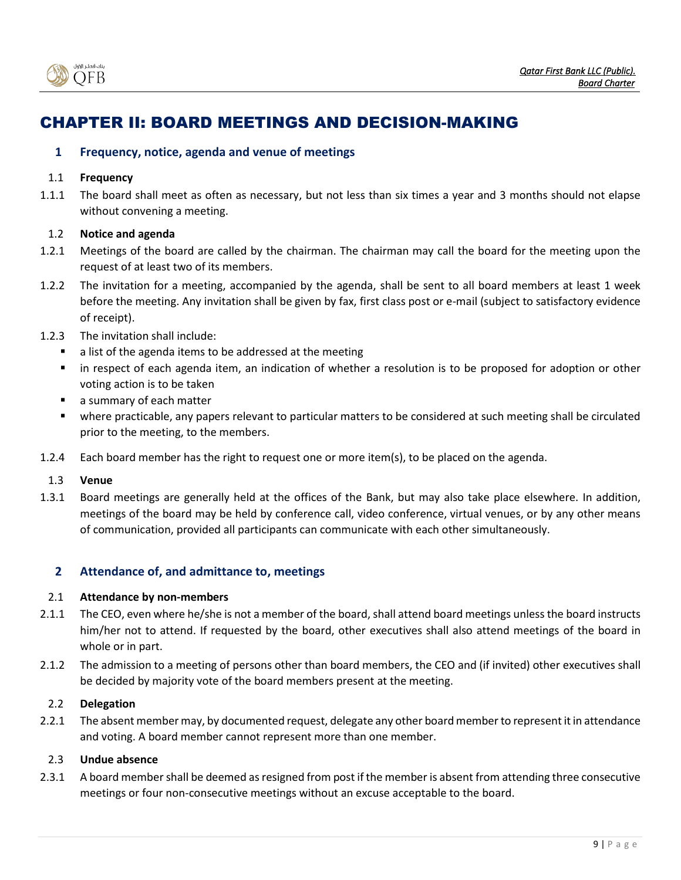# CHAPTER II: BOARD MEETINGS AND DECISION-MAKING

## 1 Frequency, notice, agenda and venue of meetings

### 1.1 Frequency

1.1.1 The board shall meet as often as necessary, but not less than six times a year and 3 months should not elapse without convening a meeting.

### 1.2 Notice and agenda

1.2.1 Meetings of the board are called by the chairman. The chairman may call the board for the meeting upon the request of at least two of its members.

1.2.2 The invitation for a meeting, accompanied by the agenda, shall be sent to all board members at least 1 week before the meeting. Any invitation shall be given by fax, first class post or e-mail (subject to satisfactory evidence of receipt).

1.2.3 The invitation shall include:

- a list of the agenda items to be addressed at the meeting
- in respect of each agenda item, an indication of whether a resolution is to be proposed for adoption or other voting action is to be taken
- a summary of each matter
- where practicable, any papers relevant to particular matters to be considered at such meeting shall be circulated prior to the meeting, to the members.

1.2.4 Each board member has the right to request one or more item(s), to be placed on the agenda.

### 1.3 Venue

1.3.1 Board meetings are generally held at the offices of the Bank, but may also take place elsewhere. In addition, meetings of the board may be held by conference call, video conference, virtual venues, or by any other means of communication, provided all participants can communicate with each other simultaneously.

## 2 Attendance of, and admittance to, meetings

### 2.1 Attendance by non-members

2.1.1 The CEO, even where he/she is not a member of the board, shall attend board meetings unless the board instructs him/her not to attend. If requested by the board, other executives shall also attend meetings of the board in whole or in part.

2.1.2 The admission to a meeting of persons other than board members, the CEO and (if invited) other executives shall be decided by majority vote of the board members present at the meeting.

### 2.2 Delegation

2.2.1 The absent member may, by documented request, delegate any other board member to represent it in attendance and voting. A board member cannot represent more than one member.

### 2.3 Undue absence

2.3.1 A board member shall be deemed as resigned from post if the member is absent from attending three consecutive meetings or four non-consecutive meetings without an excuse acceptable to the board.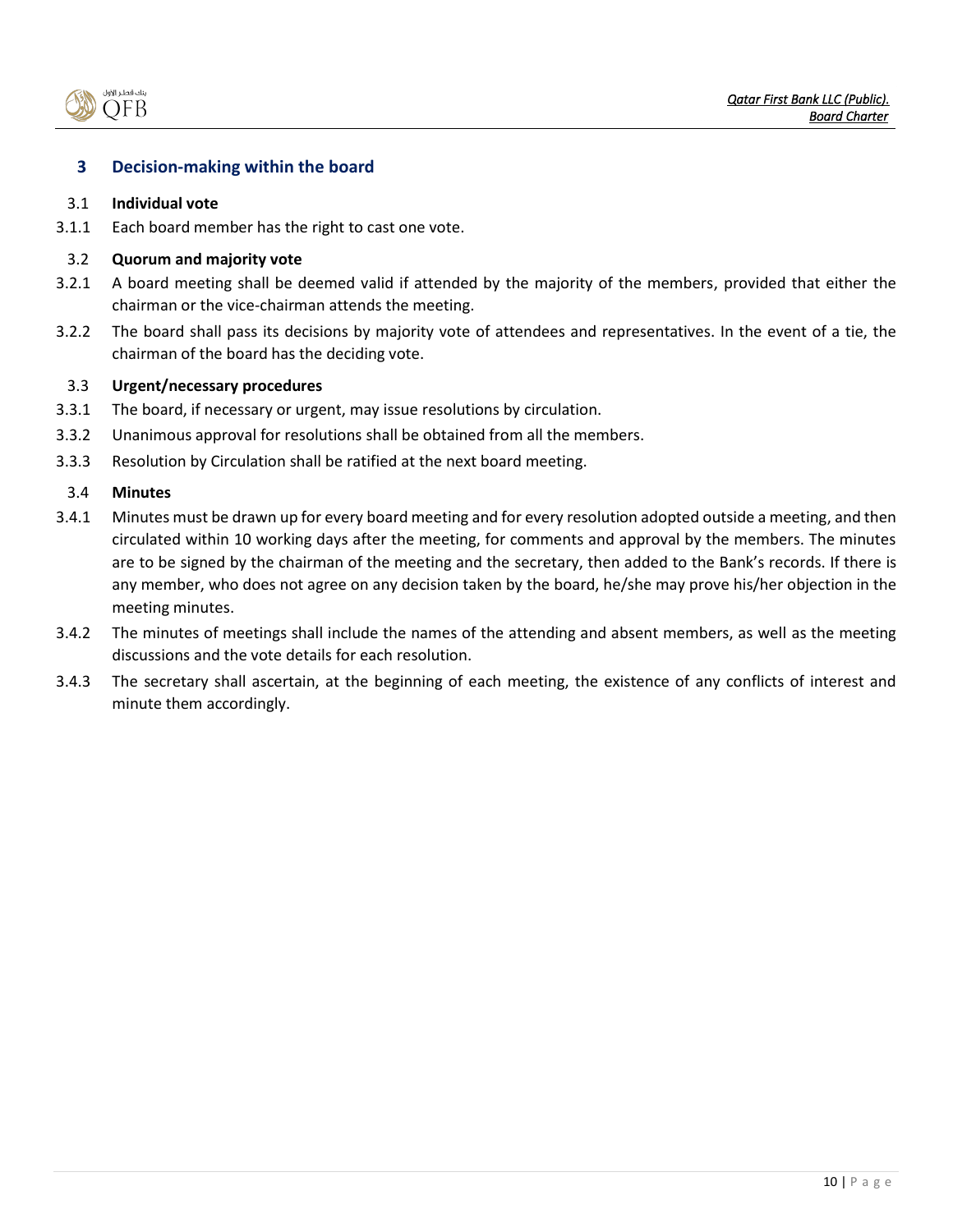## 3 Decision-making within the board

### 3.1 Individual vote

3.1.1 Each board member has the right to cast one vote.

### 3.2 Quorum and majority vote

3.2.1 A board meeting shall be deemed valid if attended by the majority of the members, provided that either the chairman or the vice-chairman attends the meeting.

3.2.2 The board shall pass its decisions by majority vote of attendees and representatives. In the event of a tie, the chairman of the board has the deciding vote.

### 3.3 Urgent/necessary procedures

3.3.1 The board, if necessary or urgent, may issue resolutions by circulation.

3.3.2 Unanimous approval for resolutions shall be obtained from all the members.

3.3.3 Resolution by Circulation shall be ratified at the next board meeting.

### 3.4 Minutes

3.4.1 Minutes must be drawn up for every board meeting and for every resolution adopted outside a meeting, and then circulated within 10 working days after the meeting, for comments and approval by the members. The minutes are to be signed by the chairman of the meeting and the secretary, then added to the Bank's records. If there is any member, who does not agree on any decision taken by the board, he/she may prove his/her objection in the meeting minutes.

3.4.2 The minutes of meetings shall include the names of the attending and absent members, as well as the meeting discussions and the vote details for each resolution.

3.4.3 The secretary shall ascertain, at the beginning of each meeting, the existence of any conflicts of interest and minute them accordingly.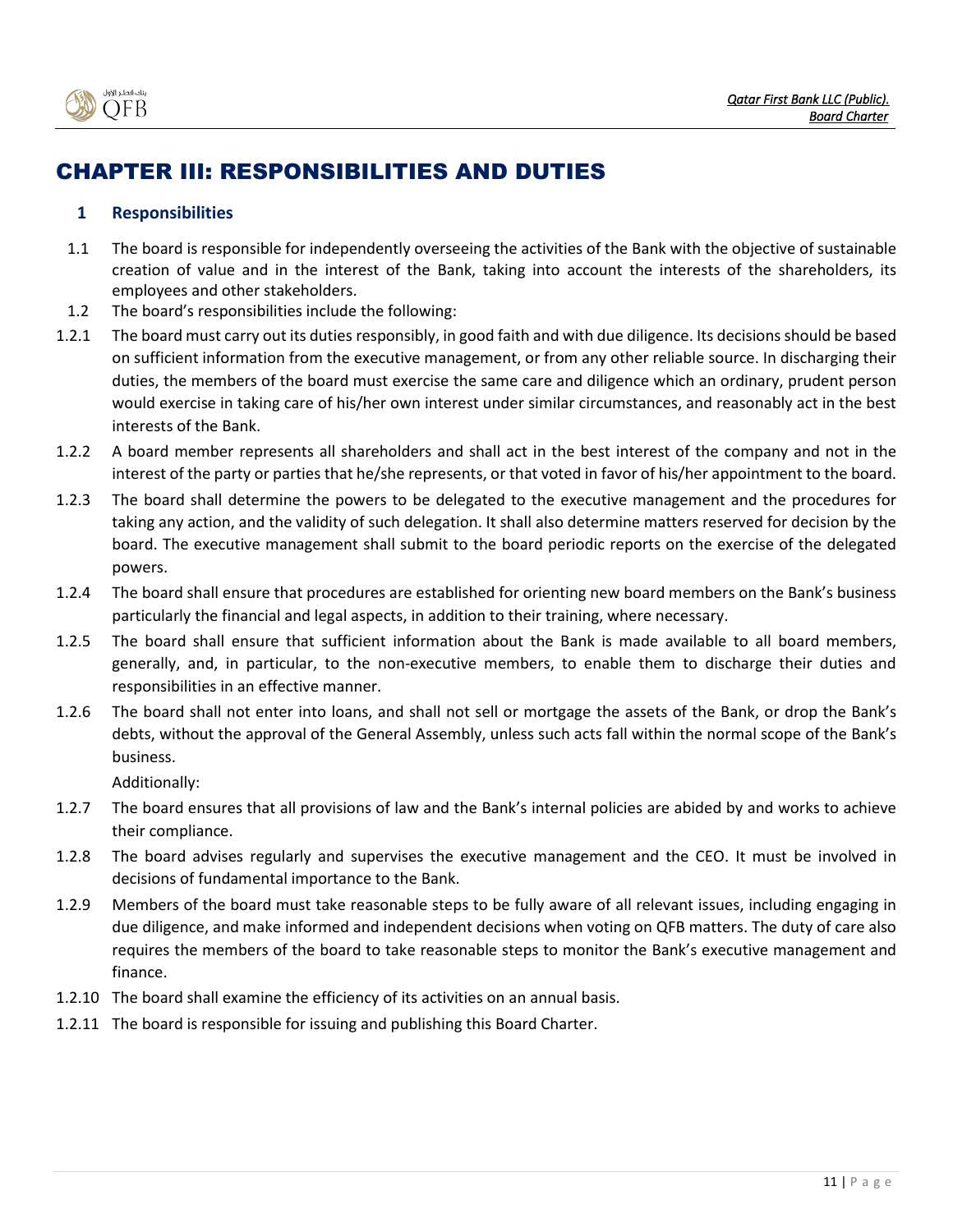# CHAPTER III: RESPONSIBILITIES AND DUTIES

## 1 Responsibilities

1.1 The board is responsible for independently overseeing the activities of the Bank with the objective of sustainable creation of value and in the interest of the Bank, taking into account the interests of the shareholders, its employees and other stakeholders.

1.2 The board's responsibilities include the following:

1.2.1 The board must carry out its duties responsibly, in good faith and with due diligence. Its decisions should be based on sufficient information from the executive management, or from any other reliable source. In discharging their duties, the members of the board must exercise the same care and diligence which an ordinary, prudent person would exercise in taking care of his/her own interest under similar circumstances, and reasonably act in the best interests of the Bank.

1.2.2 A board member represents all shareholders and shall act in the best interest of the company and not in the interest of the party or parties that he/she represents, or that voted in favor of his/her appointment to the board.

1.2.3 The board shall determine the powers to be delegated to the executive management and the procedures for taking any action, and the validity of such delegation. It shall also determine matters reserved for decision by the board. The executive management shall submit to the board periodic reports on the exercise of the delegated powers.

1.2.4 The board shall ensure that procedures are established for orienting new board members on the Bank's business particularly the financial and legal aspects, in addition to their training, where necessary.

1.2.5 The board shall ensure that sufficient information about the Bank is made available to all board members, generally, and, in particular, to the non-executive members, to enable them to discharge their duties and responsibilities in an effective manner.

1.2.6 The board shall not enter into loans, and shall not sell or mortgage the assets of the Bank, or drop the Bank's debts, without the approval of the General Assembly, unless such acts fall within the normal scope of the Bank's business.

Additionally:

1.2.7 The board ensures that all provisions of law and the Bank's internal policies are abided by and works to achieve their compliance.

1.2.8 The board advises regularly and supervises the executive management and the CEO. It must be involved in decisions of fundamental importance to the Bank.

1.2.9 Members of the board must take reasonable steps to be fully aware of all relevant issues, including engaging in due diligence, and make informed and independent decisions when voting on QFB matters. The duty of care also requires the members of the board to take reasonable steps to monitor the Bank's executive management and finance.

1.2.10 The board shall examine the efficiency of its activities on an annual basis.

1.2.11 The board is responsible for issuing and publishing this Board Charter.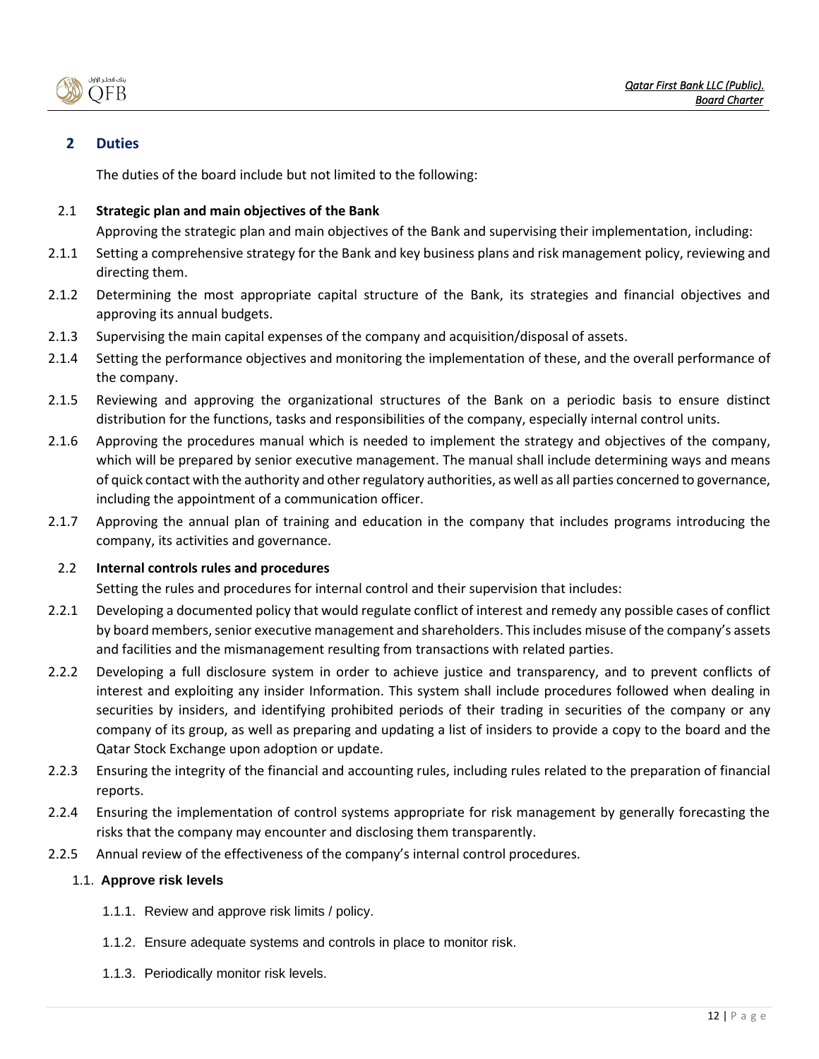## 2 Duties

The duties of the board include but not limited to the following:

### 2.1 Strategic plan and main objectives of the Bank

Approving the strategic plan and main objectives of the Bank and supervising their implementation, including:

2.1.1 Setting a comprehensive strategy for the Bank and key business plans and risk management policy, reviewing and directing them.

2.1.2 Determining the most appropriate capital structure of the Bank, its strategies and financial objectives and approving its annual budgets.

2.1.3 Supervising the main capital expenses of the company and acquisition/disposal of assets.

2.1.4 Setting the performance objectives and monitoring the implementation of these, and the overall performance of the company.

2.1.5 Reviewing and approving the organizational structures of the Bank on a periodic basis to ensure distinct distribution for the functions, tasks and responsibilities of the company, especially internal control units.

2.1.6 Approving the procedures manual which is needed to implement the strategy and objectives of the company, which will be prepared by senior executive management. The manual shall include determining ways and means of quick contact with the authority and other regulatory authorities, as well as all parties concerned to governance, including the appointment of a communication officer.

2.1.7 Approving the annual plan of training and education in the company that includes programs introducing the company, its activities and governance.

### 2.2 Internal controls rules and procedures

Setting the rules and procedures for internal control and their supervision that includes:

2.2.1 Developing a documented policy that would regulate conflict of interest and remedy any possible cases of conflict by board members, senior executive management and shareholders. This includes misuse of the company's assets and facilities and the mismanagement resulting from transactions with related parties.

2.2.2 Developing a full disclosure system in order to achieve justice and transparency, and to prevent conflicts of interest and exploiting any insider Information. This system shall include procedures followed when dealing in securities by insiders, and identifying prohibited periods of their trading in securities of the company or any company of its group, as well as preparing and updating a list of insiders to provide a copy to the board and the Qatar Stock Exchange upon adoption or update.

2.2.3 Ensuring the integrity of the financial and accounting rules, including rules related to the preparation of financial reports.

2.2.4 Ensuring the implementation of control systems appropriate for risk management by generally forecasting the risks that the company may encounter and disclosing them transparently.

2.2.5 Annual review of the effectiveness of the company's internal control procedures.

### 1.1. Approve risk levels

1.1.1. Review and approve risk limits / policy.

1.1.2. Ensure adequate systems and controls in place to monitor risk.

1.1.3. Periodically monitor risk levels.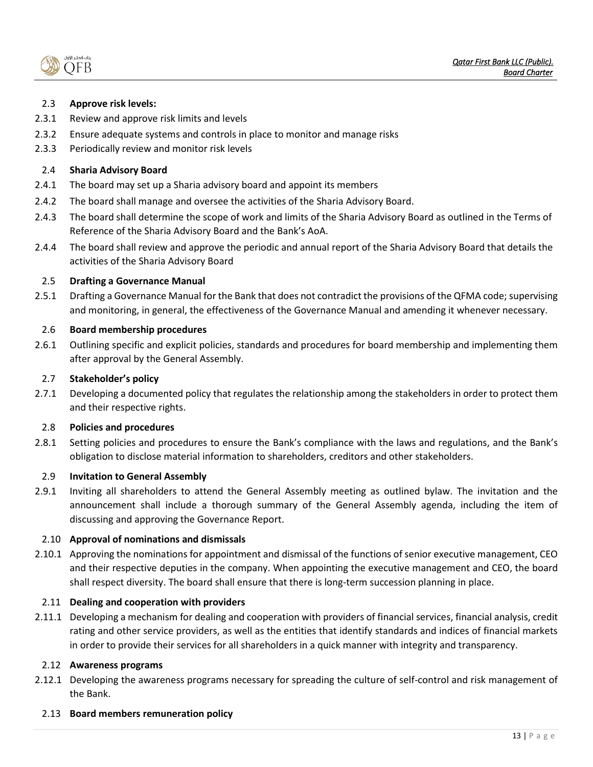2.3 **Approve risk levels:**

2.3.1 Review and approve risk limits and levels

2.3.2 Ensure adequate systems and controls in place to monitor and manage risks

2.3.3 Periodically review and monitor risk levels

2.4 **Sharia Advisory Board**

2.4.1 The board may set up a Sharia advisory board and appoint its members

2.4.2 The board shall manage and oversee the activities of the Sharia Advisory Board.

2.4.3 The board shall determine the scope of work and limits of the Sharia Advisory Board as outlined in the Terms of Reference of the Sharia Advisory Board and the Bank's AoA.

2.4.4 The board shall review and approve the periodic and annual report of the Sharia Advisory Board that details the activities of the Sharia Advisory Board

2.5 **Drafting a Governance Manual**

2.5.1 Drafting a Governance Manual for the Bank that does not contradict the provisions of the QFMA code; supervising and monitoring, in general, the effectiveness of the Governance Manual and amending it whenever necessary.

2.6 **Board membership procedures**

2.6.1 Outlining specific and explicit policies, standards and procedures for board membership and implementing them after approval by the General Assembly.

2.7 **Stakeholder's policy**

2.7.1 Developing a documented policy that regulates the relationship among the stakeholders in order to protect them and their respective rights.

2.8 **Policies and procedures**

2.8.1 Setting policies and procedures to ensure the Bank's compliance with the laws and regulations, and the Bank's obligation to disclose material information to shareholders, creditors and other stakeholders.

2.9 **Invitation to General Assembly**

2.9.1 Inviting all shareholders to attend the General Assembly meeting as outlined bylaw. The invitation and the announcement shall include a thorough summary of the General Assembly agenda, including the item of discussing and approving the Governance Report.

2.10 **Approval of nominations and dismissals**

2.10.1 Approving the nominations for appointment and dismissal of the functions of senior executive management, CEO and their respective deputies in the company. When appointing the executive management and CEO, the board shall respect diversity. The board shall ensure that there is long-term succession planning in place.

2.11 **Dealing and cooperation with providers**

2.11.1 Developing a mechanism for dealing and cooperation with providers of financial services, financial analysis, credit rating and other service providers, as well as the entities that identify standards and indices of financial markets in order to provide their services for all shareholders in a quick manner with integrity and transparency.

2.12 **Awareness programs**

2.12.1 Developing the awareness programs necessary for spreading the culture of self-control and risk management of the Bank.

2.13 **Board members remuneration policy**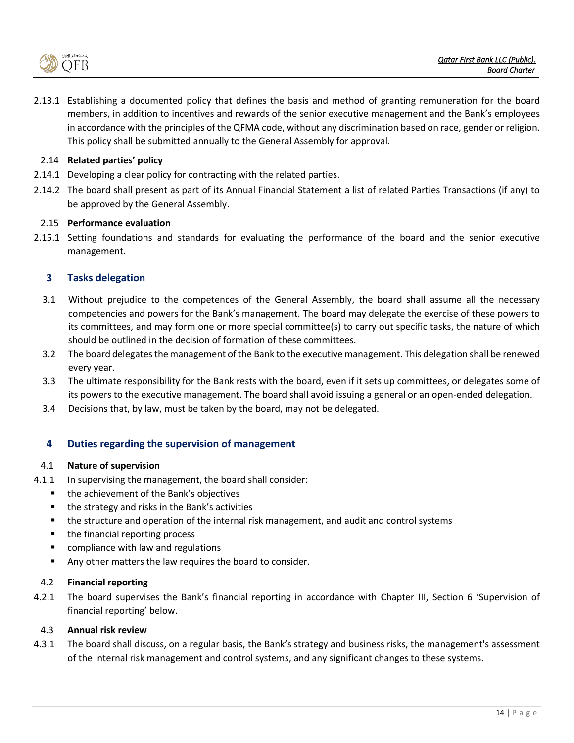2.13.1 Establishing a documented policy that defines the basis and method of granting remuneration for the board members, in addition to incentives and rewards of the senior executive management and the Bank's employees in accordance with the principles of the QFMA code, without any discrimination based on race, gender or religion. This policy shall be submitted annually to the General Assembly for approval.

2.14 **Related parties' policy**

2.14.1 Developing a clear policy for contracting with the related parties.

2.14.2 The board shall present as part of its Annual Financial Statement a list of related Parties Transactions (if any) to be approved by the General Assembly.

2.15 **Performance evaluation**

2.15.1 Setting foundations and standards for evaluating the performance of the board and the senior executive management.

## 3 Tasks delegation

3.1 Without prejudice to the competences of the General Assembly, the board shall assume all the necessary competencies and powers for the Bank's management. The board may delegate the exercise of these powers to its committees, and may form one or more special committee(s) to carry out specific tasks, the nature of which should be outlined in the decision of formation of these committees.

3.2 The board delegates the management of the Bank to the executive management. This delegation shall be renewed every year.

3.3 The ultimate responsibility for the Bank rests with the board, even if it sets up committees, or delegates some of its powers to the executive management. The board shall avoid issuing a general or an open-ended delegation.

3.4 Decisions that, by law, must be taken by the board, may not be delegated.

## 4 Duties regarding the supervision of management

4.1 **Nature of supervision**

4.1.1 In supervising the management, the board shall consider:

- the achievement of the Bank's objectives
- the strategy and risks in the Bank's activities
- the structure and operation of the internal risk management, and audit and control systems
- the financial reporting process
- compliance with law and regulations
- Any other matters the law requires the board to consider.

4.2 **Financial reporting**

4.2.1 The board supervises the Bank's financial reporting in accordance with Chapter III, Section 6 'Supervision of financial reporting' below.

4.3 **Annual risk review**

4.3.1 The board shall discuss, on a regular basis, the Bank's strategy and business risks, the management's assessment of the internal risk management and control systems, and any significant changes to these systems.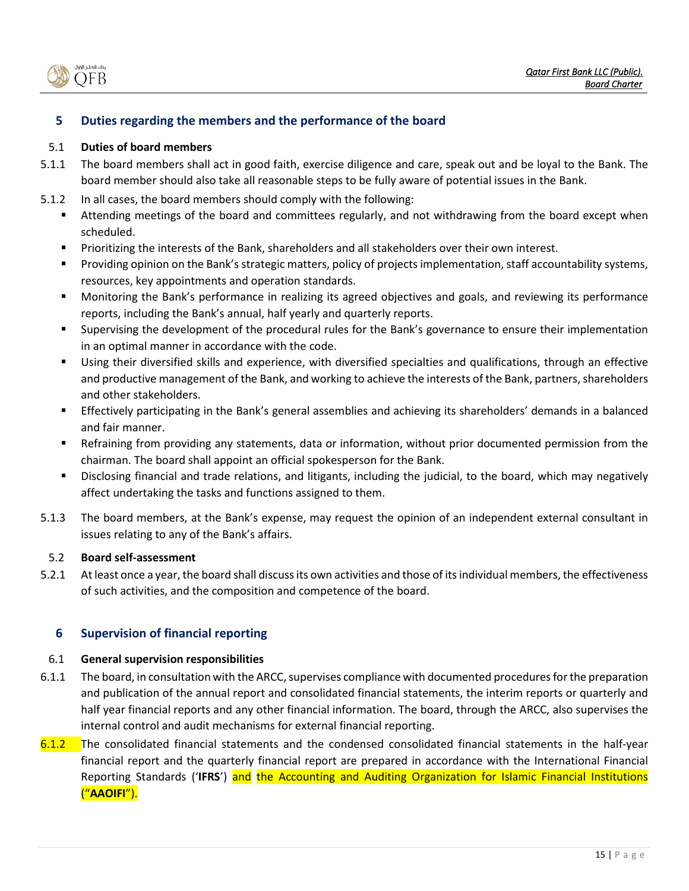## 5 Duties regarding the members and the performance of the board

### 5.1 Duties of board members

5.1.1 The board members shall act in good faith, exercise diligence and care, speak out and be loyal to the Bank. The board member should also take all reasonable steps to be fully aware of potential issues in the Bank.

5.1.2 In all cases, the board members should comply with the following:

- Attending meetings of the board and committees regularly, and not withdrawing from the board except when scheduled.
- Prioritizing the interests of the Bank, shareholders and all stakeholders over their own interest.
- Providing opinion on the Bank's strategic matters, policy of projects implementation, staff accountability systems, resources, key appointments and operation standards.
- Monitoring the Bank's performance in realizing its agreed objectives and goals, and reviewing its performance reports, including the Bank's annual, half yearly and quarterly reports.
- Supervising the development of the procedural rules for the Bank's governance to ensure their implementation in an optimal manner in accordance with the code.
- Using their diversified skills and experience, with diversified specialties and qualifications, through an effective and productive management of the Bank, and working to achieve the interests of the Bank, partners, shareholders and other stakeholders.
- Effectively participating in the Bank's general assemblies and achieving its shareholders' demands in a balanced and fair manner.
- Refraining from providing any statements, data or information, without prior documented permission from the chairman. The board shall appoint an official spokesperson for the Bank.
- Disclosing financial and trade relations, and litigants, including the judicial, to the board, which may negatively affect undertaking the tasks and functions assigned to them.

5.1.3 The board members, at the Bank's expense, may request the opinion of an independent external consultant in issues relating to any of the Bank's affairs.

### 5.2 Board self-assessment

5.2.1 At least once a year, the board shall discuss its own activities and those of its individual members, the effectiveness of such activities, and the composition and competence of the board.

## 6 Supervision of financial reporting

### 6.1 General supervision responsibilities

6.1.1 The board, in consultation with the ARCC, supervises compliance with documented procedures for the preparation and publication of the annual report and consolidated financial statements, the interim reports or quarterly and half year financial reports and any other financial information. The board, through the ARCC, also supervises the internal control and audit mechanisms for external financial reporting.

6.1.2 The consolidated financial statements and the condensed consolidated financial statements in the half-year financial report and the quarterly financial report are prepared in accordance with the International Financial Reporting Standards ('**IFRS**') and the Accounting and Auditing Organization for Islamic Financial Institutions ("**AAOIFI**").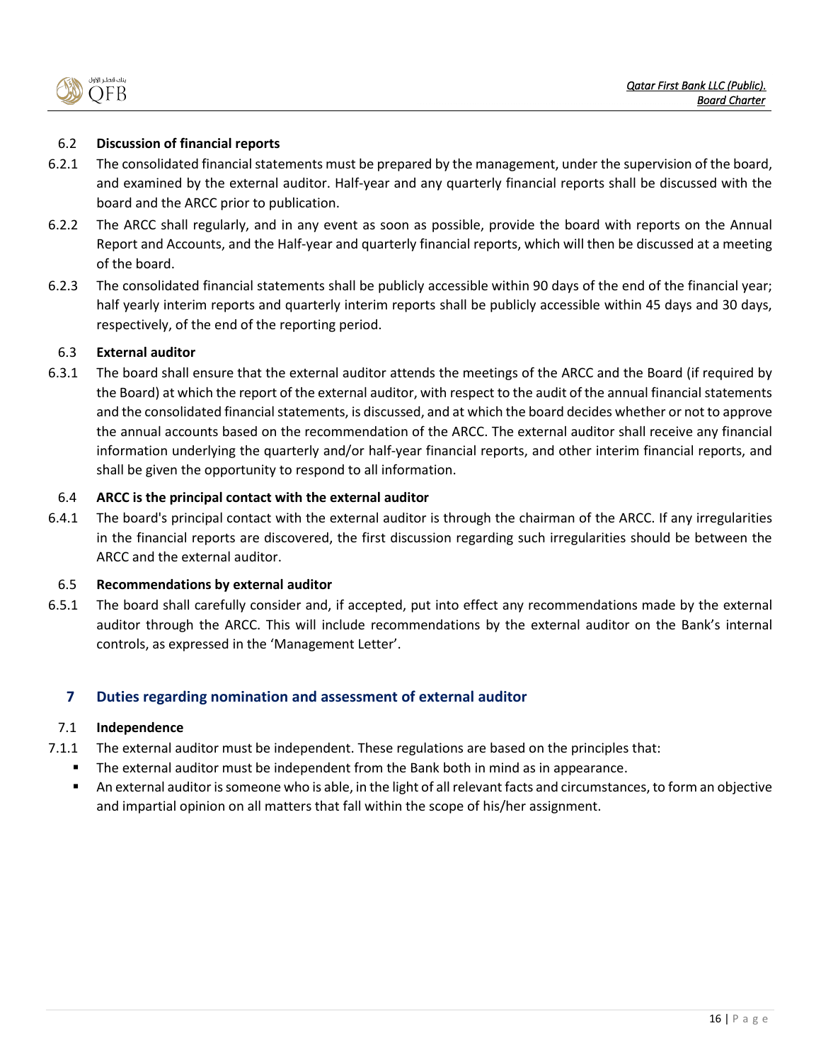### 6.2 Discussion of financial reports

6.2.1 The consolidated financial statements must be prepared by the management, under the supervision of the board, and examined by the external auditor. Half-year and any quarterly financial reports shall be discussed with the board and the ARCC prior to publication.

6.2.2 The ARCC shall regularly, and in any event as soon as possible, provide the board with reports on the Annual Report and Accounts, and the Half-year and quarterly financial reports, which will then be discussed at a meeting of the board.

6.2.3 The consolidated financial statements shall be publicly accessible within 90 days of the end of the financial year; half yearly interim reports and quarterly interim reports shall be publicly accessible within 45 days and 30 days, respectively, of the end of the reporting period.

### 6.3 External auditor

6.3.1 The board shall ensure that the external auditor attends the meetings of the ARCC and the Board (if required by the Board) at which the report of the external auditor, with respect to the audit of the annual financial statements and the consolidated financial statements, is discussed, and at which the board decides whether or not to approve the annual accounts based on the recommendation of the ARCC. The external auditor shall receive any financial information underlying the quarterly and/or half-year financial reports, and other interim financial reports, and shall be given the opportunity to respond to all information.

### 6.4 ARCC is the principal contact with the external auditor

6.4.1 The board's principal contact with the external auditor is through the chairman of the ARCC. If any irregularities in the financial reports are discovered, the first discussion regarding such irregularities should be between the ARCC and the external auditor.

### 6.5 Recommendations by external auditor

6.5.1 The board shall carefully consider and, if accepted, put into effect any recommendations made by the external auditor through the ARCC. This will include recommendations by the external auditor on the Bank's internal controls, as expressed in the 'Management Letter'.

## 7 Duties regarding nomination and assessment of external auditor

### 7.1 Independence

7.1.1 The external auditor must be independent. These regulations are based on the principles that:

- The external auditor must be independent from the Bank both in mind as in appearance.
- An external auditor is someone who is able, in the light of all relevant facts and circumstances, to form an objective and impartial opinion on all matters that fall within the scope of his/her assignment.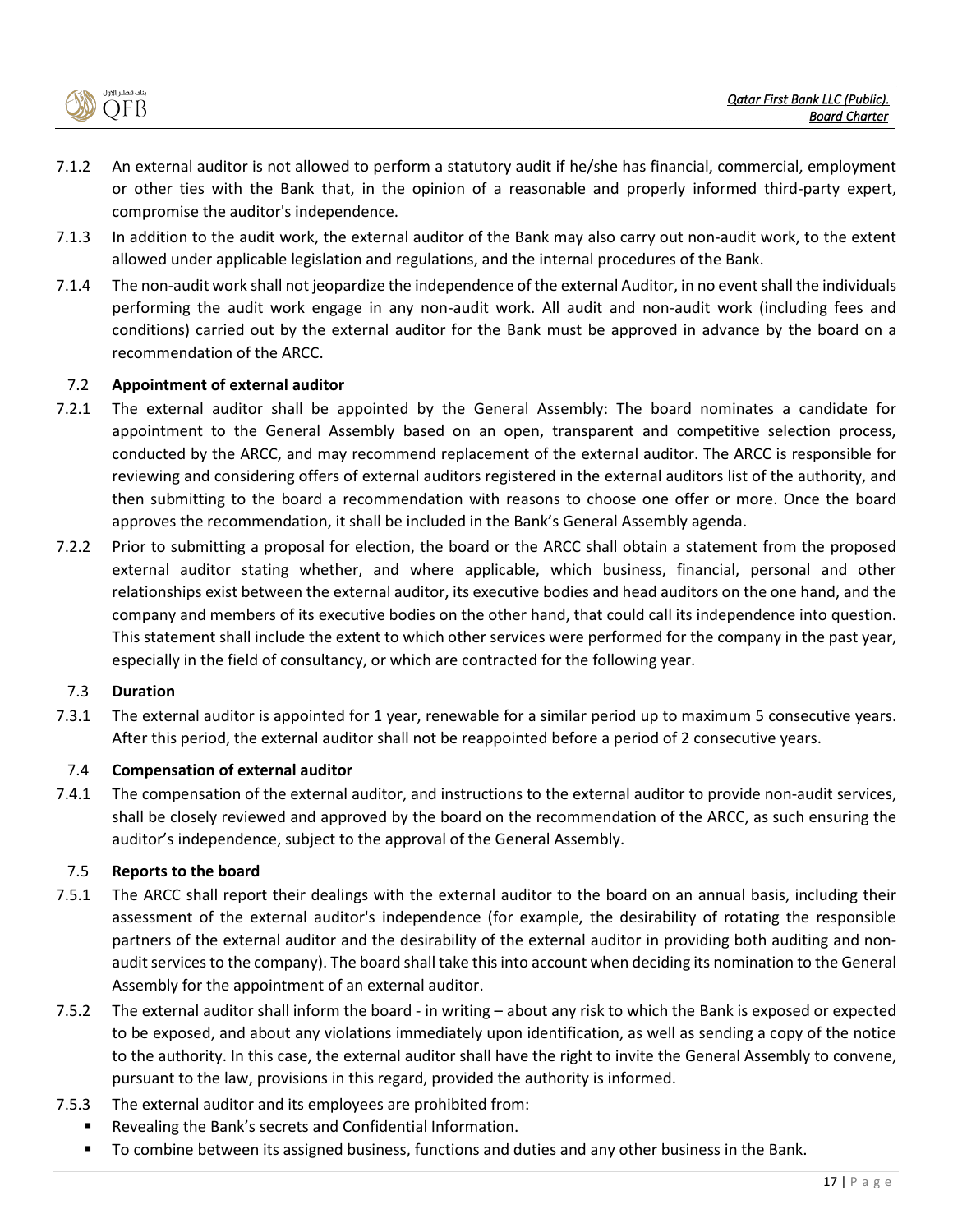7.1.2 An external auditor is not allowed to perform a statutory audit if he/she has financial, commercial, employment or other ties with the Bank that, in the opinion of a reasonable and properly informed third-party expert, compromise the auditor's independence.

7.1.3 In addition to the audit work, the external auditor of the Bank may also carry out non-audit work, to the extent allowed under applicable legislation and regulations, and the internal procedures of the Bank.

7.1.4 The non-audit work shall not jeopardize the independence of the external Auditor, in no event shall the individuals performing the audit work engage in any non-audit work. All audit and non-audit work (including fees and conditions) carried out by the external auditor for the Bank must be approved in advance by the board on a recommendation of the ARCC.

### 7.2 Appointment of external auditor

7.2.1 The external auditor shall be appointed by the General Assembly: The board nominates a candidate for appointment to the General Assembly based on an open, transparent and competitive selection process, conducted by the ARCC, and may recommend replacement of the external auditor. The ARCC is responsible for reviewing and considering offers of external auditors registered in the external auditors list of the authority, and then submitting to the board a recommendation with reasons to choose one offer or more. Once the board approves the recommendation, it shall be included in the Bank's General Assembly agenda.

7.2.2 Prior to submitting a proposal for election, the board or the ARCC shall obtain a statement from the proposed external auditor stating whether, and where applicable, which business, financial, personal and other relationships exist between the external auditor, its executive bodies and head auditors on the one hand, and the company and members of its executive bodies on the other hand, that could call its independence into question. This statement shall include the extent to which other services were performed for the company in the past year, especially in the field of consultancy, or which are contracted for the following year.

### 7.3 Duration

7.3.1 The external auditor is appointed for 1 year, renewable for a similar period up to maximum 5 consecutive years. After this period, the external auditor shall not be reappointed before a period of 2 consecutive years.

### 7.4 Compensation of external auditor

7.4.1 The compensation of the external auditor, and instructions to the external auditor to provide non-audit services, shall be closely reviewed and approved by the board on the recommendation of the ARCC, as such ensuring the auditor's independence, subject to the approval of the General Assembly.

### 7.5 Reports to the board

7.5.1 The ARCC shall report their dealings with the external auditor to the board on an annual basis, including their assessment of the external auditor's independence (for example, the desirability of rotating the responsible partners of the external auditor and the desirability of the external auditor in providing both auditing and non-audit services to the company). The board shall take this into account when deciding its nomination to the General Assembly for the appointment of an external auditor.

7.5.2 The external auditor shall inform the board - in writing – about any risk to which the Bank is exposed or expected to be exposed, and about any violations immediately upon identification, as well as sending a copy of the notice to the authority. In this case, the external auditor shall have the right to invite the General Assembly to convene, pursuant to the law, provisions in this regard, provided the authority is informed.

7.5.3 The external auditor and its employees are prohibited from:

- Revealing the Bank's secrets and Confidential Information.
- To combine between its assigned business, functions and duties and any other business in the Bank.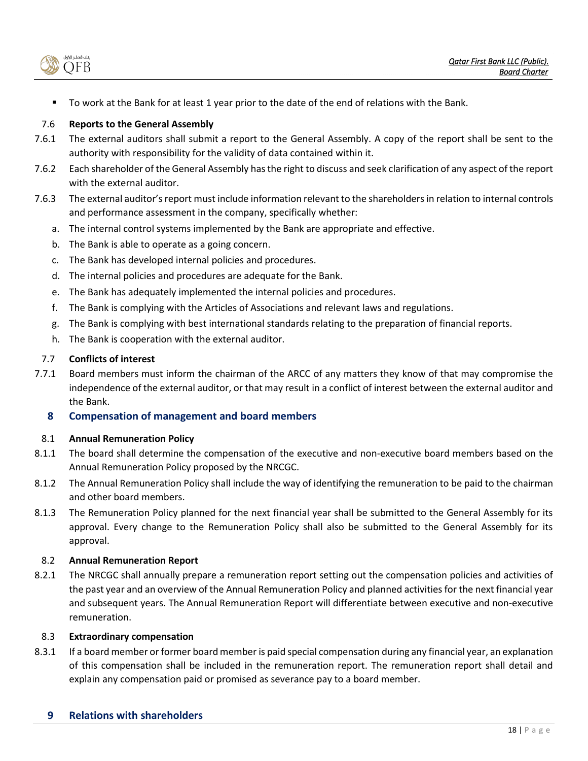- To work at the Bank for at least 1 year prior to the date of the end of relations with the Bank.

### 7.6 Reports to the General Assembly

7.6.1 The external auditors shall submit a report to the General Assembly. A copy of the report shall be sent to the authority with responsibility for the validity of data contained within it.

7.6.2 Each shareholder of the General Assembly has the right to discuss and seek clarification of any aspect of the report with the external auditor.

7.6.3 The external auditor's report must include information relevant to the shareholders in relation to internal controls and performance assessment in the company, specifically whether:

a. The internal control systems implemented by the Bank are appropriate and effective.
b. The Bank is able to operate as a going concern.
c. The Bank has developed internal policies and procedures.
d. The internal policies and procedures are adequate for the Bank.
e. The Bank has adequately implemented the internal policies and procedures.
f. The Bank is complying with the Articles of Associations and relevant laws and regulations.
g. The Bank is complying with best international standards relating to the preparation of financial reports.
h. The Bank is cooperation with the external auditor.

### 7.7 Conflicts of interest

7.7.1 Board members must inform the chairman of the ARCC of any matters they know of that may compromise the independence of the external auditor, or that may result in a conflict of interest between the external auditor and the Bank.

## 8 Compensation of management and board members

### 8.1 Annual Remuneration Policy

8.1.1 The board shall determine the compensation of the executive and non-executive board members based on the Annual Remuneration Policy proposed by the NRCGC.

8.1.2 The Annual Remuneration Policy shall include the way of identifying the remuneration to be paid to the chairman and other board members.

8.1.3 The Remuneration Policy planned for the next financial year shall be submitted to the General Assembly for its approval. Every change to the Remuneration Policy shall also be submitted to the General Assembly for its approval.

### 8.2 Annual Remuneration Report

8.2.1 The NRCGC shall annually prepare a remuneration report setting out the compensation policies and activities of the past year and an overview of the Annual Remuneration Policy and planned activities for the next financial year and subsequent years. The Annual Remuneration Report will differentiate between executive and non-executive remuneration.

### 8.3 Extraordinary compensation

8.3.1 If a board member or former board member is paid special compensation during any financial year, an explanation of this compensation shall be included in the remuneration report. The remuneration report shall detail and explain any compensation paid or promised as severance pay to a board member.

## 9 Relations with shareholders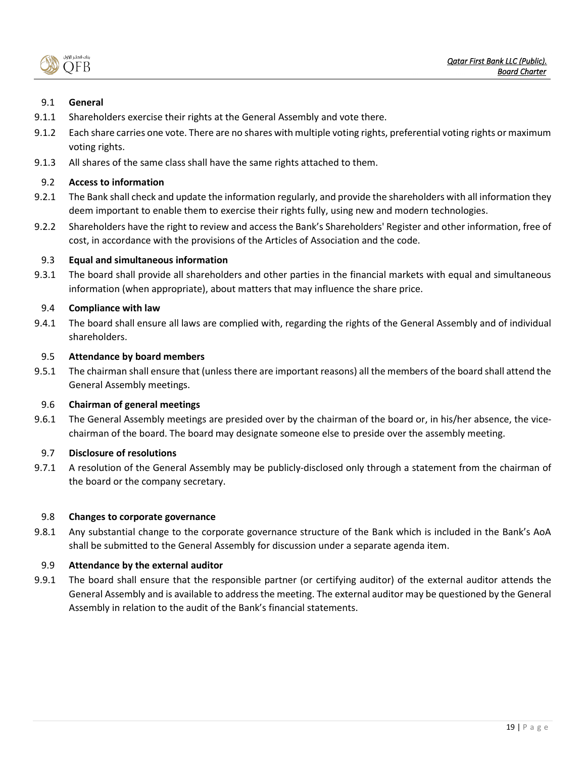### 9.1 General

9.1.1 Shareholders exercise their rights at the General Assembly and vote there.

9.1.2 Each share carries one vote. There are no shares with multiple voting rights, preferential voting rights or maximum voting rights.

9.1.3 All shares of the same class shall have the same rights attached to them.

### 9.2 Access to information

9.2.1 The Bank shall check and update the information regularly, and provide the shareholders with all information they deem important to enable them to exercise their rights fully, using new and modern technologies.

9.2.2 Shareholders have the right to review and access the Bank's Shareholders' Register and other information, free of cost, in accordance with the provisions of the Articles of Association and the code.

### 9.3 Equal and simultaneous information

9.3.1 The board shall provide all shareholders and other parties in the financial markets with equal and simultaneous information (when appropriate), about matters that may influence the share price.

### 9.4 Compliance with law

9.4.1 The board shall ensure all laws are complied with, regarding the rights of the General Assembly and of individual shareholders.

### 9.5 Attendance by board members

9.5.1 The chairman shall ensure that (unless there are important reasons) all the members of the board shall attend the General Assembly meetings.

### 9.6 Chairman of general meetings

9.6.1 The General Assembly meetings are presided over by the chairman of the board or, in his/her absence, the vice-chairman of the board. The board may designate someone else to preside over the assembly meeting.

### 9.7 Disclosure of resolutions

9.7.1 A resolution of the General Assembly may be publicly-disclosed only through a statement from the chairman of the board or the company secretary.

### 9.8 Changes to corporate governance

9.8.1 Any substantial change to the corporate governance structure of the Bank which is included in the Bank's AoA shall be submitted to the General Assembly for discussion under a separate agenda item.

### 9.9 Attendance by the external auditor

9.9.1 The board shall ensure that the responsible partner (or certifying auditor) of the external auditor attends the General Assembly and is available to address the meeting. The external auditor may be questioned by the General Assembly in relation to the audit of the Bank's financial statements.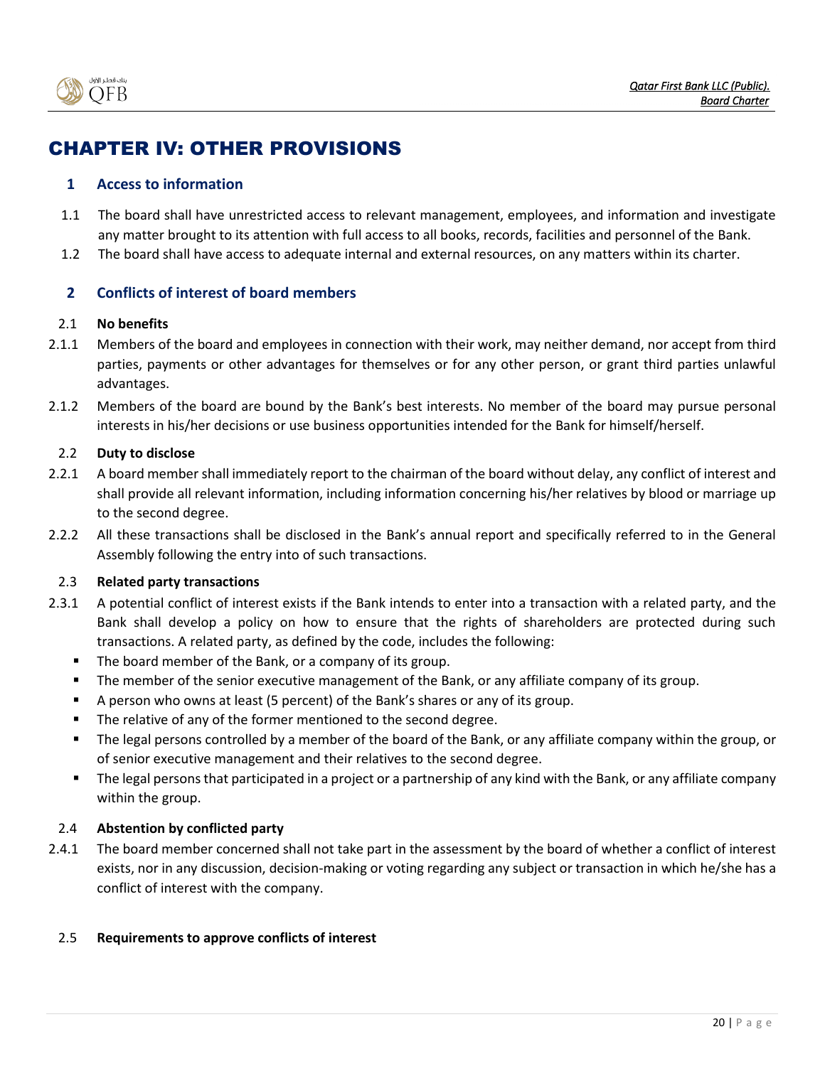# CHAPTER IV: OTHER PROVISIONS

## 1 Access to information

1.1 The board shall have unrestricted access to relevant management, employees, and information and investigate any matter brought to its attention with full access to all books, records, facilities and personnel of the Bank.

1.2 The board shall have access to adequate internal and external resources, on any matters within its charter.

## 2 Conflicts of interest of board members

### 2.1 No benefits

2.1.1 Members of the board and employees in connection with their work, may neither demand, nor accept from third parties, payments or other advantages for themselves or for any other person, or grant third parties unlawful advantages.

2.1.2 Members of the board are bound by the Bank's best interests. No member of the board may pursue personal interests in his/her decisions or use business opportunities intended for the Bank for himself/herself.

### 2.2 Duty to disclose

2.2.1 A board member shall immediately report to the chairman of the board without delay, any conflict of interest and shall provide all relevant information, including information concerning his/her relatives by blood or marriage up to the second degree.

2.2.2 All these transactions shall be disclosed in the Bank's annual report and specifically referred to in the General Assembly following the entry into of such transactions.

### 2.3 Related party transactions

2.3.1 A potential conflict of interest exists if the Bank intends to enter into a transaction with a related party, and the Bank shall develop a policy on how to ensure that the rights of shareholders are protected during such transactions. A related party, as defined by the code, includes the following:

- The board member of the Bank, or a company of its group.
- The member of the senior executive management of the Bank, or any affiliate company of its group.
- A person who owns at least (5 percent) of the Bank's shares or any of its group.
- The relative of any of the former mentioned to the second degree.
- The legal persons controlled by a member of the board of the Bank, or any affiliate company within the group, or of senior executive management and their relatives to the second degree.
- The legal persons that participated in a project or a partnership of any kind with the Bank, or any affiliate company within the group.

### 2.4 Abstention by conflicted party

2.4.1 The board member concerned shall not take part in the assessment by the board of whether a conflict of interest exists, nor in any discussion, decision-making or voting regarding any subject or transaction in which he/she has a conflict of interest with the company.

### 2.5 Requirements to approve conflicts of interest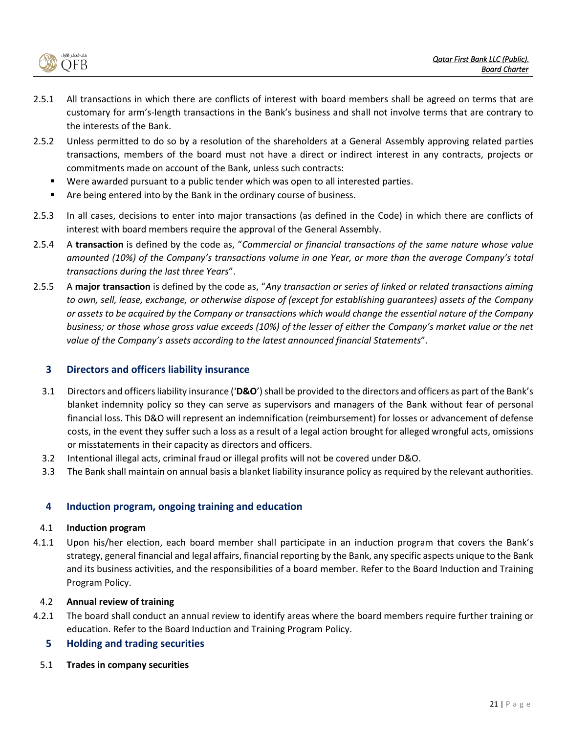2.5.1 All transactions in which there are conflicts of interest with board members shall be agreed on terms that are customary for arm's-length transactions in the Bank's business and shall not involve terms that are contrary to the interests of the Bank.

2.5.2 Unless permitted to do so by a resolution of the shareholders at a General Assembly approving related parties transactions, members of the board must not have a direct or indirect interest in any contracts, projects or commitments made on account of the Bank, unless such contracts:

- Were awarded pursuant to a public tender which was open to all interested parties.
- Are being entered into by the Bank in the ordinary course of business.

2.5.3 In all cases, decisions to enter into major transactions (as defined in the Code) in which there are conflicts of interest with board members require the approval of the General Assembly.

2.5.4 A **transaction** is defined by the code as, "*Commercial or financial transactions of the same nature whose value amounted (10%) of the Company's transactions volume in one Year, or more than the average Company's total transactions during the last three Years*".

2.5.5 A **major transaction** is defined by the code as, "*Any transaction or series of linked or related transactions aiming to own, sell, lease, exchange, or otherwise dispose of (except for establishing guarantees) assets of the Company or assets to be acquired by the Company or transactions which would change the essential nature of the Company business; or those whose gross value exceeds (10%) of the lesser of either the Company's market value or the net value of the Company's assets according to the latest announced financial Statements*".

## 3 Directors and officers liability insurance

3.1 Directors and officers liability insurance ('**D&O**') shall be provided to the directors and officers as part of the Bank's blanket indemnity policy so they can serve as supervisors and managers of the Bank without fear of personal financial loss. This D&O will represent an indemnification (reimbursement) for losses or advancement of defense costs, in the event they suffer such a loss as a result of a legal action brought for alleged wrongful acts, omissions or misstatements in their capacity as directors and officers.

3.2 Intentional illegal acts, criminal fraud or illegal profits will not be covered under D&O.

3.3 The Bank shall maintain on annual basis a blanket liability insurance policy as required by the relevant authorities.

## 4 Induction program, ongoing training and education

### 4.1 Induction program

4.1.1 Upon his/her election, each board member shall participate in an induction program that covers the Bank's strategy, general financial and legal affairs, financial reporting by the Bank, any specific aspects unique to the Bank and its business activities, and the responsibilities of a board member. Refer to the Board Induction and Training Program Policy.

### 4.2 Annual review of training

4.2.1 The board shall conduct an annual review to identify areas where the board members require further training or education. Refer to the Board Induction and Training Program Policy.

## 5 Holding and trading securities

### 5.1 Trades in company securities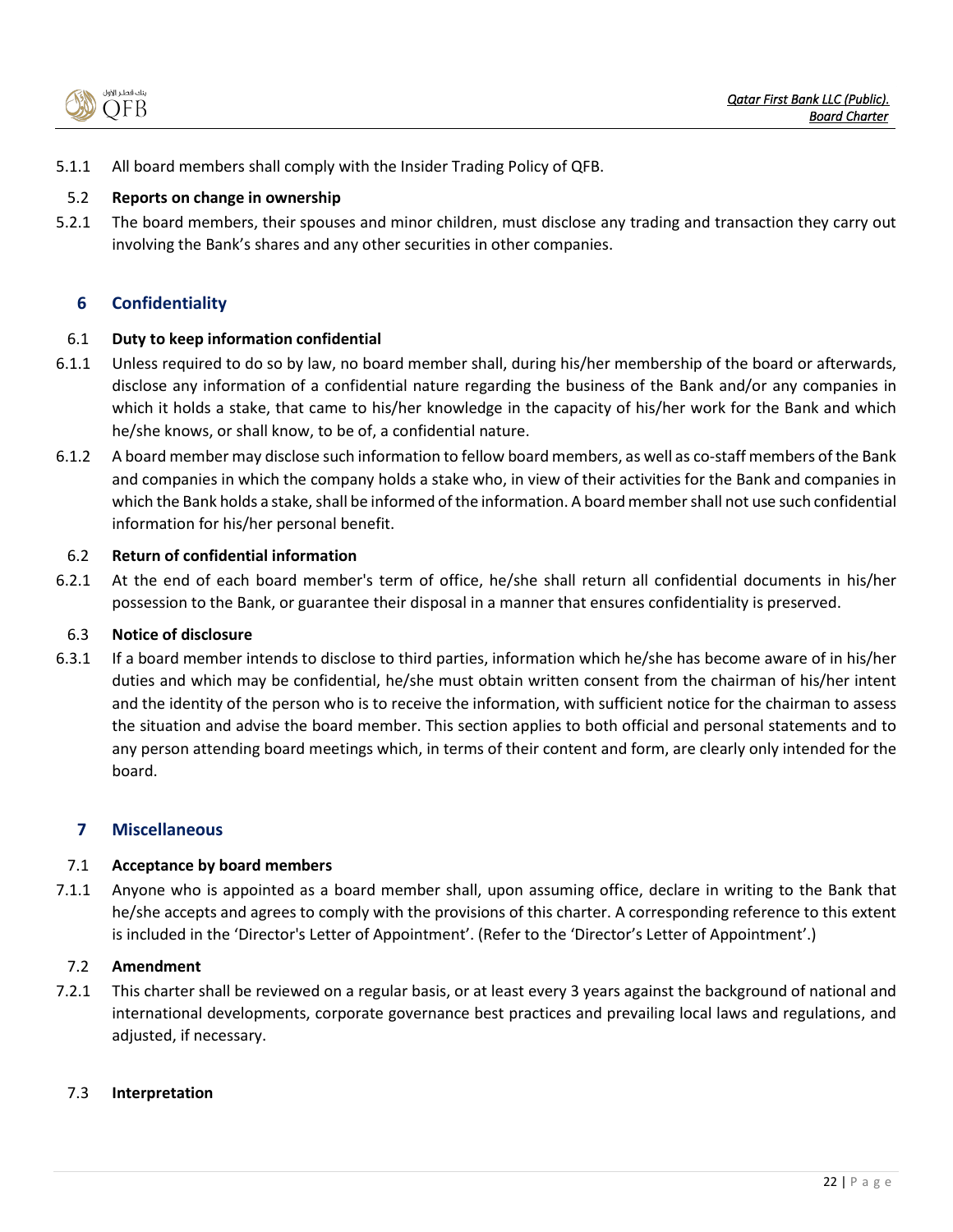5.1.1 All board members shall comply with the Insider Trading Policy of QFB.

### 5.2 Reports on change in ownership

5.2.1 The board members, their spouses and minor children, must disclose any trading and transaction they carry out involving the Bank's shares and any other securities in other companies.

## 6 Confidentiality

### 6.1 Duty to keep information confidential

6.1.1 Unless required to do so by law, no board member shall, during his/her membership of the board or afterwards, disclose any information of a confidential nature regarding the business of the Bank and/or any companies in which it holds a stake, that came to his/her knowledge in the capacity of his/her work for the Bank and which he/she knows, or shall know, to be of, a confidential nature.

6.1.2 A board member may disclose such information to fellow board members, as well as co-staff members of the Bank and companies in which the company holds a stake who, in view of their activities for the Bank and companies in which the Bank holds a stake, shall be informed of the information. A board member shall not use such confidential information for his/her personal benefit.

### 6.2 Return of confidential information

6.2.1 At the end of each board member's term of office, he/she shall return all confidential documents in his/her possession to the Bank, or guarantee their disposal in a manner that ensures confidentiality is preserved.

### 6.3 Notice of disclosure

6.3.1 If a board member intends to disclose to third parties, information which he/she has become aware of in his/her duties and which may be confidential, he/she must obtain written consent from the chairman of his/her intent and the identity of the person who is to receive the information, with sufficient notice for the chairman to assess the situation and advise the board member. This section applies to both official and personal statements and to any person attending board meetings which, in terms of their content and form, are clearly only intended for the board.

## 7 Miscellaneous

### 7.1 Acceptance by board members

7.1.1 Anyone who is appointed as a board member shall, upon assuming office, declare in writing to the Bank that he/she accepts and agrees to comply with the provisions of this charter. A corresponding reference to this extent is included in the 'Director's Letter of Appointment'. (Refer to the 'Director's Letter of Appointment'.)

### 7.2 Amendment

7.2.1 This charter shall be reviewed on a regular basis, or at least every 3 years against the background of national and international developments, corporate governance best practices and prevailing local laws and regulations, and adjusted, if necessary.

### 7.3 Interpretation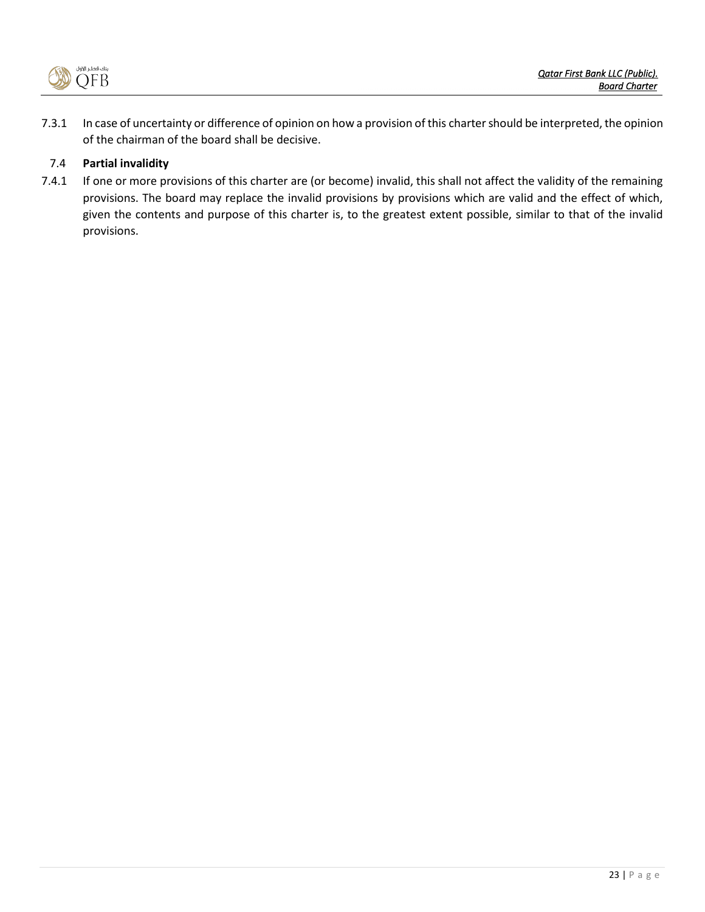7.3.1 In case of uncertainty or difference of opinion on how a provision of this charter should be interpreted, the opinion of the chairman of the board shall be decisive.

### 7.4 Partial invalidity

7.4.1 If one or more provisions of this charter are (or become) invalid, this shall not affect the validity of the remaining provisions. The board may replace the invalid provisions by provisions which are valid and the effect of which, given the contents and purpose of this charter is, to the greatest extent possible, similar to that of the invalid provisions.